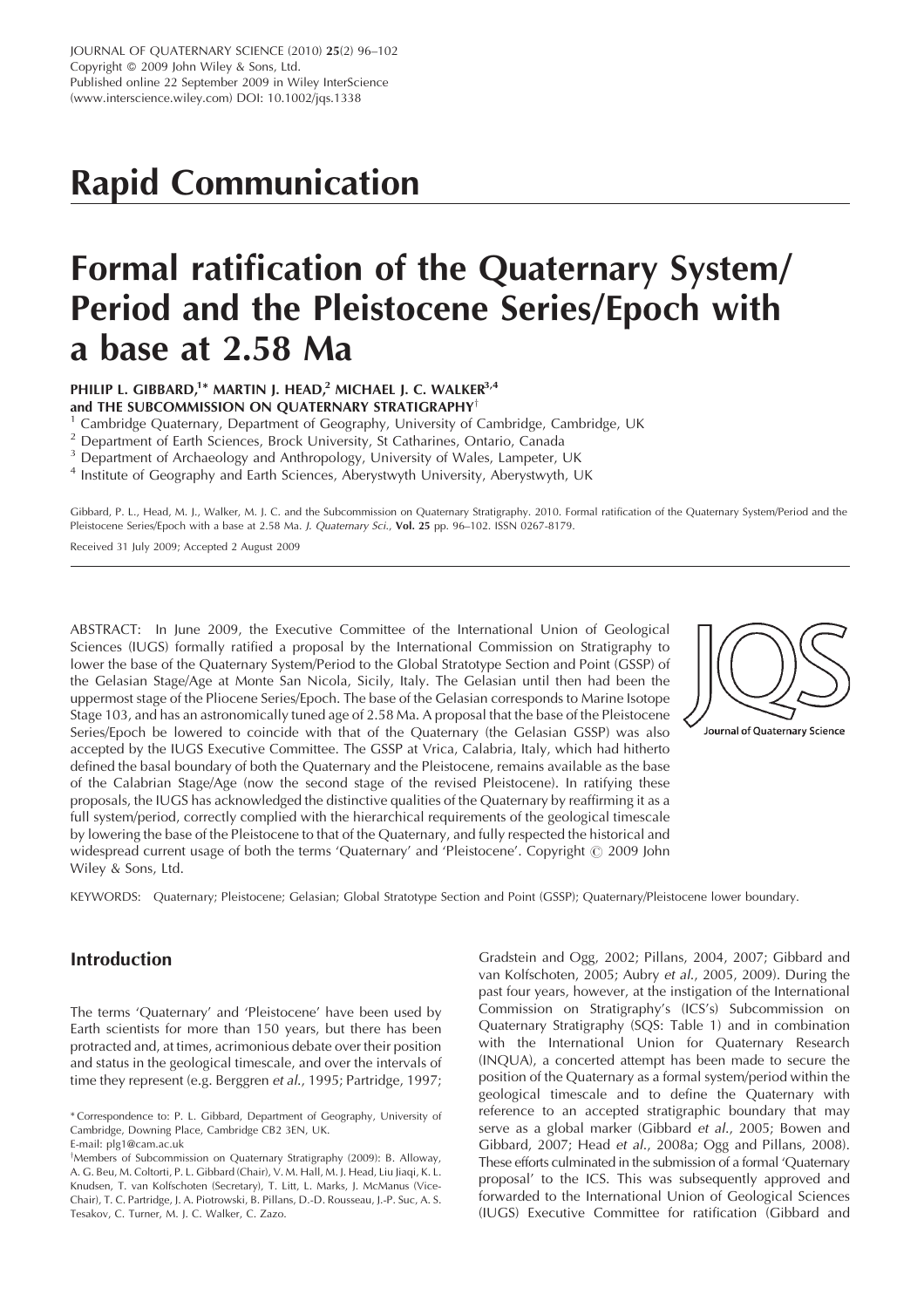# Rapid Communication

# Formal ratification of the Quaternary System/Period and the Pleistocene Series/Epoch with a base at 2.58 Ma

**PHILIP L. GIBBARD,[1]* MARTIN J. HEAD,[2] MICHAEL J. C. WALKER[3,4] and THE SUBCOMMISSION ON QUATERNARY STRATIGRAPHY[†]**

[1] Cambridge Quaternary, Department of Geography, University of Cambridge, Cambridge, UK

[2] Department of Earth Sciences, Brock University, St Catharines, Ontario, Canada

[3] Department of Archaeology and Anthropology, University of Wales, Lampeter, UK

[4] Institute of Geography and Earth Sciences, Aberystwyth University, Aberystwyth, UK

Gibbard, P. L., Head, M. J., Walker, M. J. C. and the Subcommission on Quaternary Stratigraphy. 2010. Formal ratification of the Quaternary System/Period and the Pleistocene Series/Epoch with a base at 2.58 Ma. *J. Quaternary Sci.*, **Vol. 25** pp. 96–102. ISSN 0267-8179.

Received 31 July 2009; Accepted 2 August 2009

ABSTRACT: In June 2009, the Executive Committee of the International Union of Geological Sciences (IUGS) formally ratified a proposal by the International Commission on Stratigraphy to lower the base of the Quaternary System/Period to the Global Stratotype Section and Point (GSSP) of the Gelasian Stage/Age at Monte San Nicola, Sicily, Italy. The Gelasian until then had been the uppermost stage of the Pliocene Series/Epoch. The base of the Gelasian corresponds to Marine Isotope Stage 103, and has an astronomically tuned age of 2.58 Ma. A proposal that the base of the Pleistocene Series/Epoch be lowered to coincide with that of the Quaternary (the Gelasian GSSP) was also accepted by the IUGS Executive Committee. The GSSP at Vrica, Calabria, Italy, which had hitherto defined the basal boundary of both the Quaternary and the Pleistocene, remains available as the base of the Calabrian Stage/Age (now the second stage of the revised Pleistocene). In ratifying these proposals, the IUGS has acknowledged the distinctive qualities of the Quaternary by reaffirming it as a full system/period, correctly complied with the hierarchical requirements of the geological timescale by lowering the base of the Pleistocene to that of the Quaternary, and fully respected the historical and widespread current usage of both the terms 'Quaternary' and 'Pleistocene'. Copyright © 2009 John Wiley & Sons, Ltd.

KEYWORDS: Quaternary; Pleistocene; Gelasian; Global Stratotype Section and Point (GSSP); Quaternary/Pleistocene lower boundary.

## Introduction

The terms 'Quaternary' and 'Pleistocene' have been used by Earth scientists for more than 150 years, but there has been protracted and, at times, acrimonious debate over their position and status in the geological timescale, and over the intervals of time they represent (e.g. Berggren *et al.*, 1995; Partridge, 1997; Gradstein and Ogg, 2002; Pillans, 2004, 2007; Gibbard and van Kolfschoten, 2005; Aubry *et al.*, 2005, 2009). During the past four years, however, at the instigation of the International Commission on Stratigraphy's (ICS's) Subcommission on Quaternary Stratigraphy (SQS: Table 1) and in combination with the International Union for Quaternary Research (INQUA), a concerted attempt has been made to secure the position of the Quaternary as a formal system/period within the geological timescale and to define the Quaternary with reference to an accepted stratigraphic boundary that may serve as a global marker (Gibbard *et al.*, 2005; Bowen and Gibbard, 2007; Head *et al.*, 2008a; Ogg and Pillans, 2008). These efforts culminated in the submission of a formal 'Quaternary proposal' to the ICS. This was subsequently approved and forwarded to the International Union of Geological Sciences (IUGS) Executive Committee for ratification (Gibbard and

\* Correspondence to: P. L. Gibbard, Department of Geography, University of Cambridge, Downing Place, Cambridge CB2 3EN, UK.
E-mail: plg1@cam.ac.uk

[†]Members of Subcommission on Quaternary Stratigraphy (2009): B. Alloway, A. G. Beu, M. Coltorti, P. L. Gibbard (Chair), V. M. Hall, M. J. Head, Liu Jiaqi, K. L. Knudsen, T. van Kolfschoten (Secretary), T. Litt, L. Marks, J. McManus (Vice-Chair), T. C. Partridge, J. A. Piotrowski, B. Pillans, D.-D. Rousseau, J.-P. Suc, A. S. Tesakov, C. Turner, M. J. C. Walker, C. Zazo.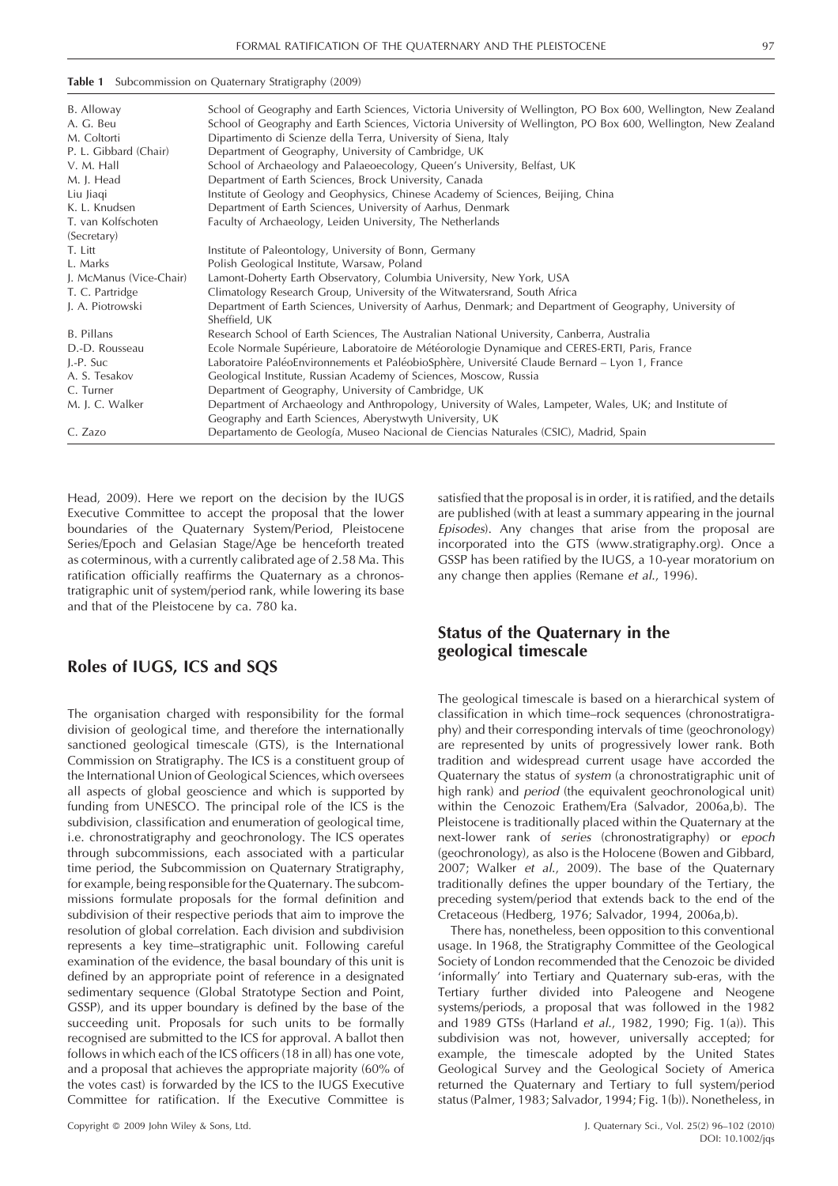**Table 1** Subcommission on Quaternary Stratigraphy (2009)

| | |
|---|---|
| B. Alloway | School of Geography and Earth Sciences, Victoria University of Wellington, PO Box 600, Wellington, New Zealand |
| A. G. Beu | School of Geography and Earth Sciences, Victoria University of Wellington, PO Box 600, Wellington, New Zealand |
| M. Coltorti | Dipartimento di Scienze della Terra, University of Siena, Italy |
| P. L. Gibbard (Chair) | Department of Geography, University of Cambridge, UK |
| V. M. Hall | School of Archaeology and Palaeoecology, Queen's University, Belfast, UK |
| M. J. Head | Department of Earth Sciences, Brock University, Canada |
| Liu Jiaqi | Institute of Geology and Geophysics, Chinese Academy of Sciences, Beijing, China |
| K. L. Knudsen | Department of Earth Sciences, University of Aarhus, Denmark |
| T. van Kolfschoten (Secretary) | Faculty of Archaeology, Leiden University, The Netherlands |
| T. Litt | Institute of Paleontology, University of Bonn, Germany |
| L. Marks | Polish Geological Institute, Warsaw, Poland |
| J. McManus (Vice-Chair) | Lamont-Doherty Earth Observatory, Columbia University, New York, USA |
| T. C. Partridge | Climatology Research Group, University of the Witwatersrand, South Africa |
| J. A. Piotrowski | Department of Earth Sciences, University of Aarhus, Denmark; and Department of Geography, University of Sheffield, UK |
| B. Pillans | Research School of Earth Sciences, The Australian National University, Canberra, Australia |
| D.-D. Rousseau | Ecole Normale Supérieure, Laboratoire de Météorologie Dynamique and CERES-ERTI, Paris, France |
| J.-P. Suc | Laboratoire PaléoEnvironnements et PaléobioSphère, Université Claude Bernard – Lyon 1, France |
| A. S. Tesakov | Geological Institute, Russian Academy of Sciences, Moscow, Russia |
| C. Turner | Department of Geography, University of Cambridge, UK |
| M. J. C. Walker | Department of Archaeology and Anthropology, University of Wales, Lampeter, Wales, UK; and Institute of Geography and Earth Sciences, Aberystwyth University, UK |
| C. Zazo | Departamento de Geología, Museo Nacional de Ciencias Naturales (CSIC), Madrid, Spain |

Head, 2009). Here we report on the decision by the IUGS Executive Committee to accept the proposal that the lower boundaries of the Quaternary System/Period, Pleistocene Series/Epoch and Gelasian Stage/Age be henceforth treated as coterminous, with a currently calibrated age of 2.58 Ma. This ratification officially reaffirms the Quaternary as a chronostratigraphic unit of system/period rank, while lowering its base and that of the Pleistocene by ca. 780 ka.

## Roles of IUGS, ICS and SQS

The organisation charged with responsibility for the formal division of geological time, and therefore the internationally sanctioned geological timescale (GTS), is the International Commission on Stratigraphy. The ICS is a constituent group of the International Union of Geological Sciences, which oversees all aspects of global geoscience and which is supported by funding from UNESCO. The principal role of the ICS is the subdivision, classification and enumeration of geological time, i.e. chronostratigraphy and geochronology. The ICS operates through subcommissions, each associated with a particular time period, the Subcommission on Quaternary Stratigraphy, for example, being responsible for the Quaternary. The subcommissions formulate proposals for the formal definition and subdivision of their respective periods that aim to improve the resolution of global correlation. Each division and subdivision represents a key time–stratigraphic unit. Following careful examination of the evidence, the basal boundary of this unit is defined by an appropriate point of reference in a designated sedimentary sequence (Global Stratotype Section and Point, GSSP), and its upper boundary is defined by the base of the succeeding unit. Proposals for such units to be formally recognised are submitted to the ICS for approval. A ballot then follows in which each of the ICS officers (18 in all) has one vote, and a proposal that achieves the appropriate majority (60% of the votes cast) is forwarded by the ICS to the IUGS Executive Committee for ratification. If the Executive Committee is satisfied that the proposal is in order, it is ratified, and the details are published (with at least a summary appearing in the journal *Episodes*). Any changes that arise from the proposal are incorporated into the GTS (www.stratigraphy.org). Once a GSSP has been ratified by the IUGS, a 10-year moratorium on any change then applies (Remane *et al.*, 1996).

## Status of the Quaternary in the geological timescale

The geological timescale is based on a hierarchical system of classification in which time–rock sequences (chronostratigraphy) and their corresponding intervals of time (geochronology) are represented by units of progressively lower rank. Both tradition and widespread current usage have accorded the Quaternary the status of *system* (a chronostratigraphic unit of high rank) and *period* (the equivalent geochronological unit) within the Cenozoic Erathem/Era (Salvador, 2006a,b). The Pleistocene is traditionally placed within the Quaternary at the next-lower rank of *series* (chronostratigraphy) or *epoch* (geochronology), as also is the Holocene (Bowen and Gibbard, 2007; Walker *et al.*, 2009). The base of the Quaternary traditionally defines the upper boundary of the Tertiary, the preceding system/period that extends back to the end of the Cretaceous (Hedberg, 1976; Salvador, 1994, 2006a,b).

There has, nonetheless, been opposition to this conventional usage. In 1968, the Stratigraphy Committee of the Geological Society of London recommended that the Cenozoic be divided 'informally' into Tertiary and Quaternary sub-eras, with the Tertiary further divided into Paleogene and Neogene systems/periods, a proposal that was followed in the 1982 and 1989 GTSs (Harland *et al.*, 1982, 1990; Fig. 1(a)). This subdivision was not, however, universally accepted; for example, the timescale adopted by the United States Geological Survey and the Geological Society of America returned the Quaternary and Tertiary to full system/period status (Palmer, 1983; Salvador, 1994; Fig. 1(b)). Nonetheless, in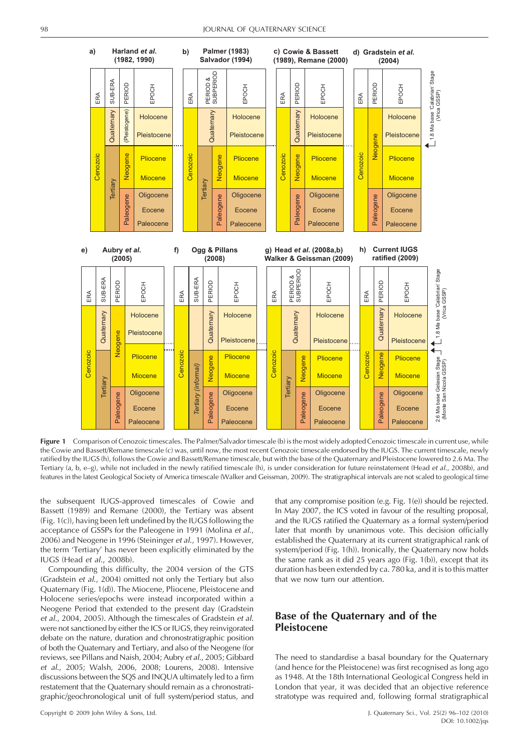Figure 1 Comparison of Cenozoic timescales. The Palmer/Salvador timescale (b) is the most widely adopted Cenozoic timescale in current use, while the Cowie and Bassett/Remane timescale (c) was, until now, the most recent Cenozoic timescale endorsed by the IUGS. The current timescale, newly ratified by the IUGS (h), follows the Cowie and Bassett/Remane timescale, but with the base of the Quaternary and Pleistocene lowered to 2.6 Ma. The Tertiary (a, b, e–g), while not included in the newly ratified timescale (h), is under consideration for future reinstatement (Head *et al.*, 2008b), and features in the latest Geological Society of America timescale (Walker and Geissman, 2009). The stratigraphical intervals are not scaled to geological time

the subsequent IUGS-approved timescales of Cowie and Bassett (1989) and Remane (2000), the Tertiary was absent (Fig. 1(c)), having been left undefined by the IUGS following the acceptance of GSSPs for the Paleogene in 1991 (Molina *et al.*, 2006) and Neogene in 1996 (Steininger *et al.*, 1997). However, the term 'Tertiary' has never been explicitly eliminated by the IUGS (Head *et al.*, 2008b).

Compounding this difficulty, the 2004 version of the GTS (Gradstein *et al.*, 2004) omitted not only the Tertiary but also Quaternary (Fig. 1(d)). The Miocene, Pliocene, Pleistocene and Holocene series/epochs were instead incorporated within a Neogene Period that extended to the present day (Gradstein *et al.*, 2004, 2005). Although the timescales of Gradstein *et al.* were not sanctioned by either the ICS or IUGS, they reinvigorated debate on the nature, duration and chronostratigraphic position of both the Quaternary and Tertiary, and also of the Neogene (for reviews, see Pillans and Naish, 2004; Aubry *et al.*, 2005; Gibbard *et al.*, 2005; Walsh, 2006, 2008; Lourens, 2008). Intensive discussions between the SQS and INQUA ultimately led to a firm restatement that the Quaternary should remain as a chronostratigraphic/geochronological unit of full system/period status, and that any compromise position (e.g. Fig. 1(e)) should be rejected. In May 2007, the ICS voted in favour of the resulting proposal, and the IUGS ratified the Quaternary as a formal system/period later that month by unanimous vote. This decision officially established the Quaternary at its current stratigraphical rank of system/period (Fig. 1(h)). Ironically, the Quaternary now holds the same rank as it did 25 years ago (Fig. 1(b)), except that its duration has been extended by ca. 780 ka, and it is to this matter that we now turn our attention.

## Base of the Quaternary and of the Pleistocene

The need to standardise a basal boundary for the Quaternary (and hence for the Pleistocene) was first recognised as long ago as 1948. At the 18th International Geological Congress held in London that year, it was decided that an objective reference stratotype was required and, following formal stratigraphical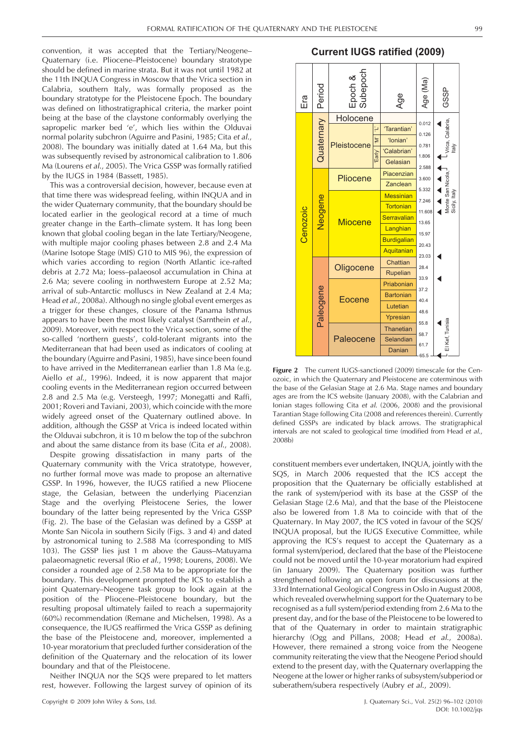convention, it was accepted that the Tertiary/Neogene–Quaternary (i.e. Pliocene–Pleistocene) boundary stratotype should be defined in marine strata. But it was not until 1982 at the 11th INQUA Congress in Moscow that the Vrica section in Calabria, southern Italy, was formally proposed as the boundary stratotype for the Pleistocene Epoch. The boundary was defined on lithostratigraphical criteria, the marker point being at the base of the claystone conformably overlying the sapropelic marker bed 'e', which lies within the Olduvai normal polarity subchron (Aguirre and Pasini, 1985; Cita *et al.*, 2008). The boundary was initially dated at 1.64 Ma, but this was subsequently revised by astronomical calibration to 1.806 Ma (Lourens *et al.*, 2005). The Vrica GSSP was formally ratified by the IUGS in 1984 (Bassett, 1985).

This was a controversial decision, however, because even at that time there was widespread feeling, within INQUA and in the wider Quaternary community, that the boundary should be located earlier in the geological record at a time of much greater change in the Earth–climate system. It has long been known that global cooling began in the late Tertiary/Neogene, with multiple major cooling phases between 2.8 and 2.4 Ma (Marine Isotope Stage (MIS) G10 to MIS 96), the expression of which varies according to region (North Atlantic ice-rafted debris at 2.72 Ma; loess–palaeosol accumulation in China at 2.6 Ma; severe cooling in northwestern Europe at 2.52 Ma; arrival of sub-Antarctic molluscs in New Zealand at 2.4 Ma; Head *et al.*, 2008a). Although no single global event emerges as a trigger for these changes, closure of the Panama Isthmus appears to have been the most likely catalyst (Sarnthein *et al.*, 2009). Moreover, with respect to the Vrica section, some of the so-called 'northern guests', cold-tolerant migrants into the Mediterranean that had been used as indicators of cooling at the boundary (Aguirre and Pasini, 1985), have since been found to have arrived in the Mediterranean earlier than 1.8 Ma (e.g. Aiello *et al.*, 1996). Indeed, it is now apparent that major cooling events in the Mediterranean region occurred between 2.8 and 2.5 Ma (e.g. Versteegh, 1997; Monegatti and Raffi, 2001; Roveri and Taviani, 2003), which coincide with the more widely agreed onset of the Quaternary outlined above. In addition, although the GSSP at Vrica is indeed located within the Olduvai subchron, it is 10 m below the top of the subchron and about the same distance from its base (Cita *et al.*, 2008).

Despite growing dissatisfaction in many parts of the Quaternary community with the Vrica stratotype, however, no further formal move was made to propose an alternative GSSP. In 1996, however, the IUGS ratified a new Pliocene stage, the Gelasian, between the underlying Piacenzian Stage and the overlying Pleistocene Series, the lower boundary of the latter being represented by the Vrica GSSP (Fig. 2). The base of the Gelasian was defined by a GSSP at Monte San Nicola in southern Sicily (Figs. 3 and 4) and dated by astronomical tuning to 2.588 Ma (corresponding to MIS 103). The GSSP lies just 1 m above the Gauss–Matuyama palaeomagnetic reversal (Rio *et al.*, 1998; Lourens, 2008). We consider a rounded age of 2.58 Ma to be appropriate for the boundary. This development prompted the ICS to establish a joint Quaternary–Neogene task group to look again at the position of the Pliocene–Pleistocene boundary, but the resulting proposal ultimately failed to reach a supermajority (60%) recommendation (Remane and Michelsen, 1998). As a consequence, the IUGS reaffirmed the Vrica GSSP as defining the base of the Pleistocene and, moreover, implemented a 10-year moratorium that precluded further consideration of the definition of the Quaternary and the relocation of its lower boundary and that of the Pleistocene.

Neither INQUA nor the SQS were prepared to let matters rest, however. Following the largest survey of opinion of its constituent members ever undertaken, INQUA, jointly with the SQS, in March 2006 requested that the ICS accept the proposition that the Quaternary be officially established at the rank of system/period with its base at the GSSP of the Gelasian Stage (2.6 Ma), and that the base of the Pleistocene also be lowered from 1.8 Ma to coincide with that of the Quaternary. In May 2007, the ICS voted in favour of the SQS/INQUA proposal, but the IUGS Executive Committee, while approving the ICS's request to accept the Quaternary as a formal system/period, declared that the base of the Pleistocene could not be moved until the 10-year moratorium had expired (in January 2009). The Quaternary position was further strengthened following an open forum for discussions at the 33rd International Geological Congress in Oslo in August 2008, which revealed overwhelming support for the Quaternary to be recognised as a full system/period extending from 2.6 Ma to the present day, and for the base of the Pleistocene to be lowered to that of the Quaternary in order to maintain stratigraphic hierarchy (Ogg and Pillans, 2008; Head *et al.*, 2008a). However, there remained a strong voice from the Neogene community reiterating the view that the Neogene Period should extend to the present day, with the Quaternary overlapping the Neogene at the lower or higher ranks of subsystem/subperiod or suberathem/subera respectively (Aubry *et al.*, 2009).

**Current IUGS ratified (2009)**

| Era | Period | Epoch & Subepoch | | Age | Age (Ma) | GSSP |
|---|---|---|---|---|---|---|
| Cenozoic | Quaternary | Holocene | | | 0.012 | |
| | | Pleistocene | 'L' | 'Tarantian' | 0.126 | |
| | | | 'M' | 'Ionian' | 0.781 | |
| | | | 'Early' | 'Calabrian' | 1.806 | Vrica, Calabria, Italy |
| | | | | Gelasian | 2.588 | Monte San Nicola, Sicily, Italy |
| | Neogene | Pliocene | | Piacenzian | 3.600 | |
| | | | | Zanclean | 5.332 | |
| | | Miocene | | Messinian | 7.246 | |
| | | | | Tortonian | 11.608 | |
| | | | | Serravalian | 13.65 | |
| | | | | Langhian | 15.97 | |
| | | | | Burdigalian | 20.43 | |
| | | | | Aquitanian | 23.03 | |
| | Paleogene | Oligocene | | Chattian | 28.4 | |
| | | | | Rupelian | 33.9 | |
| | | Eocene | | Priabonian | 37.2 | |
| | | | | Bartonian | 40.4 | |
| | | | | Lutetian | 48.6 | |
| | | | | Ypresian | 55.8 | |
| | | Paleocene | | Thanetian | 58.7 | |
| | | | | Selandian | 61.7 | |
| | | | | Danian | 65.5 | El Kef, Tunisia |

**Figure 2** The current IUGS-sanctioned (2009) timescale for the Cenozoic, in which the Quaternary and Pleistocene are coterminous with the base of the Gelasian Stage at 2.6 Ma. Stage names and boundary ages are from the ICS website (January 2008), with the Calabrian and Ionian stages following Cita *et al.* (2006, 2008) and the provisional Tarantian Stage following Cita (2008 and references therein). Currently defined GSSPs are indicated by black arrows. The stratigraphical intervals are not scaled to geological time (modified from Head *et al.*, 2008b)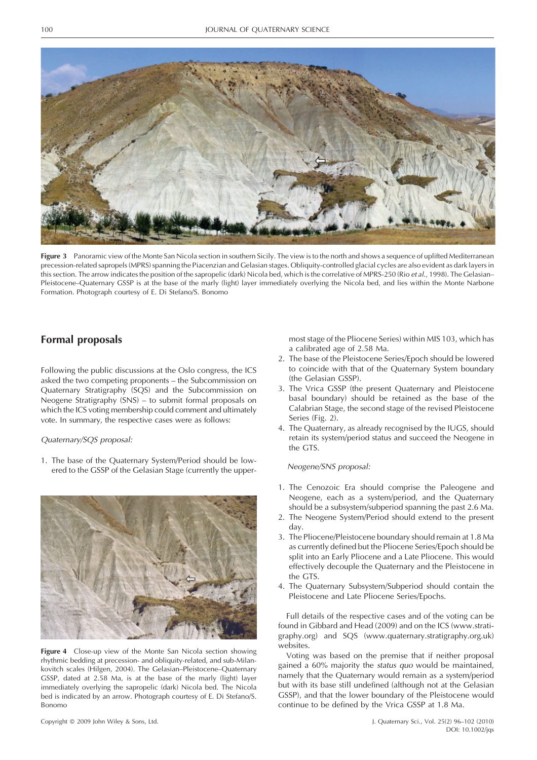Figure 3 Panoramic view of the Monte San Nicola section in southern Sicily. The view is to the north and shows a sequence of uplifted Mediterranean precession-related sapropels (MPRS) spanning the Piacenzian and Gelasian stages. Obliquity-controlled glacial cycles are also evident as dark layers in this section. The arrow indicates the position of the sapropelic (dark) Nicola bed, which is the correlative of MPRS-250 (Rio *et al.*, 1998). The Gelasian–Pleistocene–Quaternary GSSP is at the base of the marly (light) layer immediately overlying the Nicola bed, and lies within the Monte Narbone Formation. Photograph courtesy of E. Di Stefano/S. Bonomo

## Formal proposals

Following the public discussions at the Oslo congress, the ICS asked the two competing proponents – the Subcommission on Quaternary Stratigraphy (SQS) and the Subcommission on Neogene Stratigraphy (SNS) – to submit formal proposals on which the ICS voting membership could comment and ultimately vote. In summary, the respective cases were as follows:

*Quaternary/SQS proposal:*

1. The base of the Quaternary System/Period should be lowered to the GSSP of the Gelasian Stage (currently the uppermost stage of the Pliocene Series) within MIS 103, which has a calibrated age of 2.58 Ma.
2. The base of the Pleistocene Series/Epoch should be lowered to coincide with that of the Quaternary System boundary (the Gelasian GSSP).
3. The Vrica GSSP (the present Quaternary and Pleistocene basal boundary) should be retained as the base of the Calabrian Stage, the second stage of the revised Pleistocene Series (Fig. 2).
4. The Quaternary, as already recognised by the IUGS, should retain its system/period status and succeed the Neogene in the GTS.

*Neogene/SNS proposal:*

1. The Cenozoic Era should comprise the Paleogene and Neogene, each as a system/period, and the Quaternary should be a subsystem/subperiod spanning the past 2.6 Ma.
2. The Neogene System/Period should extend to the present day.
3. The Pliocene/Pleistocene boundary should remain at 1.8 Ma as currently defined but the Pliocene Series/Epoch should be split into an Early Pliocene and a Late Pliocene. This would effectively decouple the Quaternary and the Pleistocene in the GTS.
4. The Quaternary Subsystem/Subperiod should contain the Pleistocene and Late Pliocene Series/Epochs.

Figure 4 Close-up view of the Monte San Nicola section showing rhythmic bedding at precession- and obliquity-related, and sub-Milankovitch scales (Hilgen, 2004). The Gelasian–Pleistocene–Quaternary GSSP, dated at 2.58 Ma, is at the base of the marly (light) layer immediately overlying the sapropelic (dark) Nicola bed. The Nicola bed is indicated by an arrow. Photograph courtesy of E. Di Stefano/S. Bonomo

Full details of the respective cases and of the voting can be found in Gibbard and Head (2009) and on the ICS (www.stratigraphy.org) and SQS (www.quaternary.stratigraphy.org.uk) websites.

Voting was based on the premise that if neither proposal gained a 60% majority the *status quo* would be maintained, namely that the Quaternary would remain as a system/period but with its base still undefined (although not at the Gelasian GSSP), and that the lower boundary of the Pleistocene would continue to be defined by the Vrica GSSP at 1.8 Ma.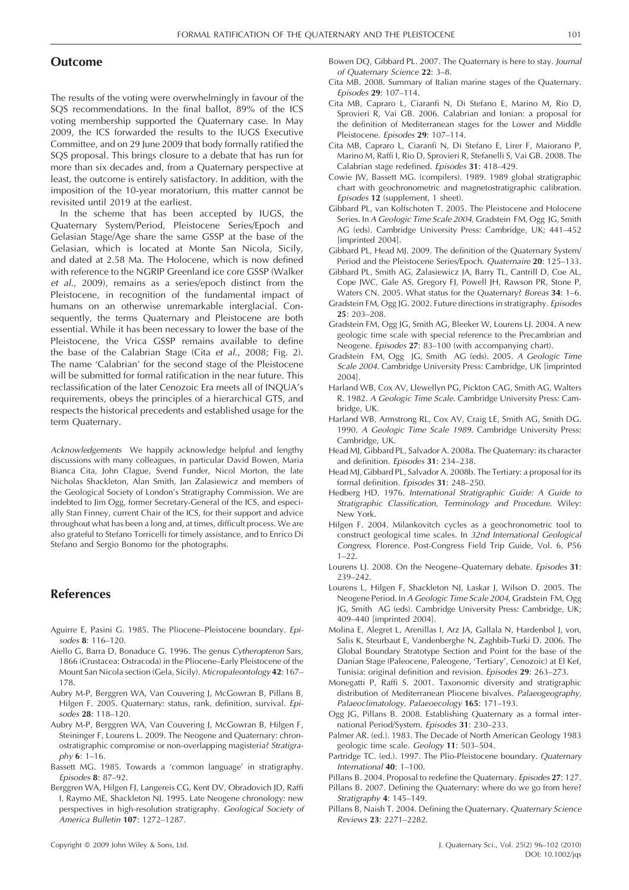## Outcome

The results of the voting were overwhelmingly in favour of the SQS recommendations. In the final ballot, 89% of the ICS voting membership supported the Quaternary case. In May 2009, the ICS forwarded the results to the IUGS Executive Committee, and on 29 June 2009 that body formally ratified the SQS proposal. This brings closure to a debate that has run for more than six decades and, from a Quaternary perspective at least, the outcome is entirely satisfactory. In addition, with the imposition of the 10-year moratorium, this matter cannot be revisited until 2019 at the earliest.

In the scheme that has been accepted by IUGS, the Quaternary System/Period, Pleistocene Series/Epoch and Gelasian Stage/Age share the same GSSP at the base of the Gelasian, which is located at Monte San Nicola, Sicily, and dated at 2.58 Ma. The Holocene, which is now defined with reference to the NGRIP Greenland ice core GSSP (Walker *et al.*, 2009), remains as a series/epoch distinct from the Pleistocene, in recognition of the fundamental impact of humans on an otherwise unremarkable interglacial. Consequently, the terms Quaternary and Pleistocene are both essential. While it has been necessary to lower the base of the Pleistocene, the Vrica GSSP remains available to define the base of the Calabrian Stage (Cita *et al.*, 2008; Fig. 2). The name 'Calabrian' for the second stage of the Pleistocene will be submitted for formal ratification in the near future. This reclassification of the later Cenozoic Era meets all of INQUA's requirements, obeys the principles of a hierarchical GTS, and respects the historical precedents and established usage for the term Quaternary.

*Acknowledgements* We happily acknowledge helpful and lengthy discussions with many colleagues, in particular David Bowen, Maria Bianca Cita, John Clague, Svend Funder, Nicol Morton, the late Nicholas Shackleton, Alan Smith, Jan Zalasiewicz and members of the Geological Society of London's Stratigraphy Commission. We are indebted to Jim Ogg, former Secretary-General of the ICS, and especially Stan Finney, current Chair of the ICS, for their support and advice throughout what has been a long and, at times, difficult process. We are also grateful to Stefano Torricelli for timely assistance, and to Enrico Di Stefano and Sergio Bonomo for the photographs.

## References

Aguirre E, Pasini G. 1985. The Pliocene–Pleistocene boundary. *Episodes* **8**: 116–120.

Aiello G, Barra D, Bonaduce G. 1996. The genus *Cytheropteron* Sars, 1866 (Crustacea: Ostracoda) in the Pliocene–Early Pleistocene of the Mount San Nicola section (Gela, Sicily). *Micropaleontology* **42**: 167–178.

Aubry M-P, Berggren WA, Van Couvering J, McGowran B, Pillans B, Hilgen F. 2005. Quaternary: status, rank, definition, survival. *Episodes* **28**: 118–120.

Aubry M-P, Berggren WA, Van Couvering J, McGowran B, Hilgen F, Steininger F, Lourens L. 2009. The Neogene and Quaternary: chronostratigraphic compromise or non-overlapping magisteria? *Stratigraphy* **6**: 1–16.

Bassett MG. 1985. Towards a 'common language' in stratigraphy. *Episodes* **8**: 87–92.

Berggren WA, Hilgen FJ, Langereis CG, Kent DV, Obradovich JD, Raffi I, Raymo ME, Shackleton NJ. 1995. Late Neogene chronology: new perspectives in high-resolution stratigraphy. *Geological Society of America Bulletin* **107**: 1272–1287.

Bowen DQ, Gibbard PL. 2007. The Quaternary is here to stay. *Journal of Quaternary Science* **22**: 3–8.

Cita MB. 2008. Summary of Italian marine stages of the Quaternary. *Episodes* **29**: 107–114.

Cita MB, Capraro L, Ciaranfi N, Di Stefano E, Marino M, Rio D, Sprovieri R, Vai GB. 2006. Calabrian and Ionian: a proposal for the definition of Mediterranean stages for the Lower and Middle Pleistocene. *Episodes* **29**: 107–114.

Cita MB, Capraro L, Ciaranfi N, Di Stefano E, Lirer F, Maiorano P, Marino M, Raffi I, Rio D, Sprovieri R, Stefanelli S, Vai GB. 2008. The Calabrian stage redefined. *Episodes* **31**: 418–429.

Cowie JW, Bassett MG. (compilers). 1989. 1989 global stratigraphic chart with geochronometric and magnetostratigraphic calibration. *Episodes* **12** (supplement, 1 sheet).

Gibbard PL, van Kolfschoten T. 2005. The Pleistocene and Holocene Series. In *A Geologic Time Scale 2004*, Gradstein FM, Ogg JG, Smith AG (eds). Cambridge University Press: Cambridge, UK; 441–452 [imprinted 2004].

Gibbard PL, Head MJ. 2009. The definition of the Quaternary System/Period and the Pleistocene Series/Epoch. *Quaternaire* **20**: 125–133.

Gibbard PL, Smith AG, Zalasiewicz JA, Barry TL, Cantrill D, Coe AL, Cope JWC, Gale AS, Gregory FJ, Powell JH, Rawson PR, Stone P, Waters CN. 2005. What status for the Quaternary? *Boreas* **34**: 1–6.

Gradstein FM, Ogg JG. 2002. Future directions in stratigraphy. *Episodes* **25**: 203–208.

Gradstein FM, Ogg JG, Smith AG, Bleeker W, Lourens LJ. 2004. A new geologic time scale with special reference to the Precambrian and Neogene. *Episodes* **27**: 83–100 (with accompanying chart).

Gradstein FM, Ogg JG, Smith AG (eds). 2005. *A Geologic Time Scale 2004*. Cambridge University Press: Cambridge, UK [imprinted 2004].

Harland WB, Cox AV, Llewellyn PG, Pickton CAG, Smith AG, Walters R. 1982. *A Geologic Time Scale*. Cambridge University Press: Cambridge, UK.

Harland WB, Armstrong RL, Cox AV, Craig LE, Smith AG, Smith DG. 1990. *A Geologic Time Scale 1989*. Cambridge University Press: Cambridge, UK.

Head MJ, Gibbard PL, Salvador A. 2008a. The Quaternary: its character and definition. *Episodes* **31**: 234–238.

Head MJ, Gibbard PL, Salvador A. 2008b. The Tertiary: a proposal for its formal definition. *Episodes* **31**: 248–250.

Hedberg HD. 1976. *International Stratigraphic Guide: A Guide to Stratigraphic Classification, Terminology and Procedure*. Wiley: New York.

Hilgen F. 2004. Milankovitch cycles as a geochronometric tool to construct geological time scales. In *32nd International Geological Congress*, Florence. Post-Congress Field Trip Guide, Vol. 6, P56 1–22.

Lourens LJ. 2008. On the Neogene–Quaternary debate. *Episodes* **31**: 239–242.

Lourens L, Hilgen F, Shackleton NJ, Laskar J, Wilson D. 2005. The Neogene Period. In *A Geologic Time Scale 2004*, Gradstein FM, Ogg JG, Smith AG (eds). Cambridge University Press: Cambridge, UK; 409–440 [imprinted 2004].

Molina E, Alegret L, Arenillas I, Arz JA, Gallala N, Hardenbol J, von, Salis K, Steurbaut E, Vandenberghe N, Zaghbib-Turki D. 2006. The Global Boundary Stratotype Section and Point for the base of the Danian Stage (Paleocene, Paleogene, 'Tertiary', Cenozoic) at El Kef, Tunisia: original definition and revision. *Episodes* **29**: 263–273.

Monegatti P, Raffi S. 2001. Taxonomic diversity and stratigraphic distribution of Mediterranean Pliocene bivalves. *Palaeogeography, Palaeoclimatology, Palaeoecology* **165**: 171–193.

Ogg JG, Pillans B. 2008. Establishing Quaternary as a formal international Period/System. *Episodes* **31**: 230–233.

Palmer AR. (ed.). 1983. The Decade of North American Geology 1983 geologic time scale. *Geology* **11**: 503–504.

Partridge TC. (ed.). 1997. The Plio-Pleistocene boundary. *Quaternary International* **40**: 1–100.

Pillans B. 2004. Proposal to redefine the Quaternary. *Episodes* **27**: 127.

Pillans B. 2007. Defining the Quaternary: where do we go from here? *Stratigraphy* **4**: 145–149.

Pillans B, Naish T. 2004. Defining the Quaternary. *Quaternary Science Reviews* **23**: 2271–2282.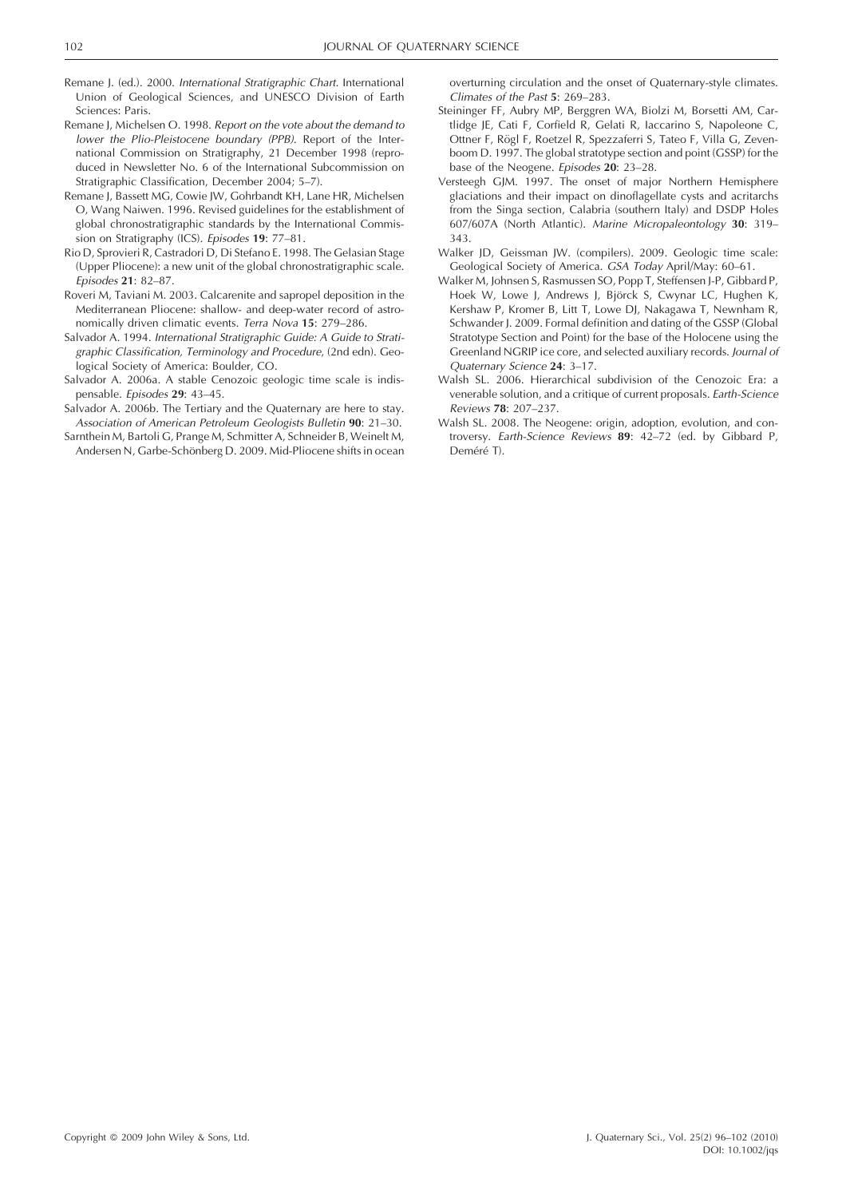Remane J. (ed.). 2000. *International Stratigraphic Chart*. International Union of Geological Sciences, and UNESCO Division of Earth Sciences: Paris.

Remane J, Michelsen O. 1998. *Report on the vote about the demand to lower the Plio-Pleistocene boundary (PPB)*. Report of the International Commission on Stratigraphy, 21 December 1998 (reproduced in Newsletter No. 6 of the International Subcommission on Stratigraphic Classification, December 2004; 5–7).

Remane J, Bassett MG, Cowie JW, Gohrbandt KH, Lane HR, Michelsen O, Wang Naiwen. 1996. Revised guidelines for the establishment of global chronostratigraphic standards by the International Commission on Stratigraphy (ICS). *Episodes* **19**: 77–81.

Rio D, Sprovieri R, Castradori D, Di Stefano E. 1998. The Gelasian Stage (Upper Pliocene): a new unit of the global chronostratigraphic scale. *Episodes* **21**: 82–87.

Roveri M, Taviani M. 2003. Calcarenite and sapropel deposition in the Mediterranean Pliocene: shallow- and deep-water record of astronomically driven climatic events. *Terra Nova* **15**: 279–286.

Salvador A. 1994. *International Stratigraphic Guide: A Guide to Stratigraphic Classification, Terminology and Procedure*, (2nd edn). Geological Society of America: Boulder, CO.

Salvador A. 2006a. A stable Cenozoic geologic time scale is indispensable. *Episodes* **29**: 43–45.

Salvador A. 2006b. The Tertiary and the Quaternary are here to stay. *Association of American Petroleum Geologists Bulletin* **90**: 21–30.

Sarnthein M, Bartoli G, Prange M, Schmitter A, Schneider B, Weinelt M, Andersen N, Garbe-Schönberg D. 2009. Mid-Pliocene shifts in ocean overturning circulation and the onset of Quaternary-style climates. *Climates of the Past* **5**: 269–283.

Steininger FF, Aubry MP, Berggren WA, Biolzi M, Borsetti AM, Cartlidge JE, Cati F, Corfield R, Gelati R, Iaccarino S, Napoleone C, Ottner F, Rögl F, Roetzel R, Spezzaferri S, Tateo F, Villa G, Zevenboom D. 1997. The global stratotype section and point (GSSP) for the base of the Neogene. *Episodes* **20**: 23–28.

Versteegh GJM. 1997. The onset of major Northern Hemisphere glaciations and their impact on dinoflagellate cysts and acritarchs from the Singa section, Calabria (southern Italy) and DSDP Holes 607/607A (North Atlantic). *Marine Micropaleontology* **30**: 319–343.

Walker JD, Geissman JW. (compilers). 2009. Geologic time scale: Geological Society of America. *GSA Today* April/May: 60–61.

Walker M, Johnsen S, Rasmussen SO, Popp T, Steffensen J-P, Gibbard P, Hoek W, Lowe J, Andrews J, Björck S, Cwynar LC, Hughen K, Kershaw P, Kromer B, Litt T, Lowe DJ, Nakagawa T, Newnham R, Schwander J. 2009. Formal definition and dating of the GSSP (Global Stratotype Section and Point) for the base of the Holocene using the Greenland NGRIP ice core, and selected auxiliary records. *Journal of Quaternary Science* **24**: 3–17.

Walsh SL. 2006. Hierarchical subdivision of the Cenozoic Era: a venerable solution, and a critique of current proposals. *Earth-Science Reviews* **78**: 207–237.

Walsh SL. 2008. The Neogene: origin, adoption, evolution, and controversy. *Earth-Science Reviews* **89**: 42–72 (ed. by Gibbard P, Deméré T).